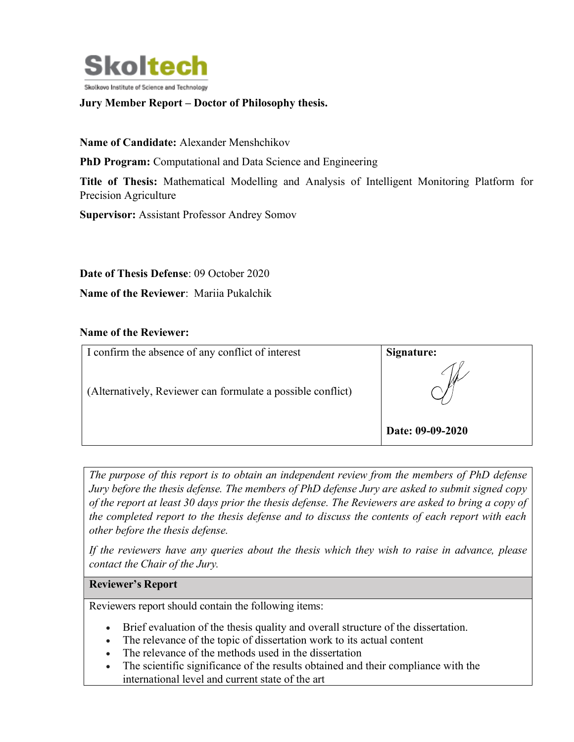Skoltech

Skolkovo Institute of Science and Technology

**Jury Member Report – Doctor of Philosophy thesis.**

**Name of Candidate:** Alexander Menshchikov

**PhD Program:** Computational and Data Science and Engineering

**Title of Thesis:** Mathematical Modelling and Analysis of Intelligent Monitoring Platform for Precision Agriculture

**Supervisor:** Assistant Professor Andrey Somov

**Date of Thesis Defense**: 09 October 2020

**Name of the Reviewer**: Mariia Pukalchik

**Name of the Reviewer:**

| | |
|---|---|
| I confirm the absence of any conflict of interest<br><br>(Alternatively, Reviewer can formulate a possible conflict) | **Signature:**<br><br>**Date: 09-09-2020** |

*The purpose of this report is to obtain an independent review from the members of PhD defense Jury before the thesis defense. The members of PhD defense Jury are asked to submit signed copy of the report at least 30 days prior the thesis defense. The Reviewers are asked to bring a copy of the completed report to the thesis defense and to discuss the contents of each report with each other before the thesis defense.*

*If the reviewers have any queries about the thesis which they wish to raise in advance, please contact the Chair of the Jury.*

**Reviewer's Report**

Reviewers report should contain the following items:

- Brief evaluation of the thesis quality and overall structure of the dissertation.
- The relevance of the topic of dissertation work to its actual content
- The relevance of the methods used in the dissertation
- The scientific significance of the results obtained and their compliance with the international level and current state of the art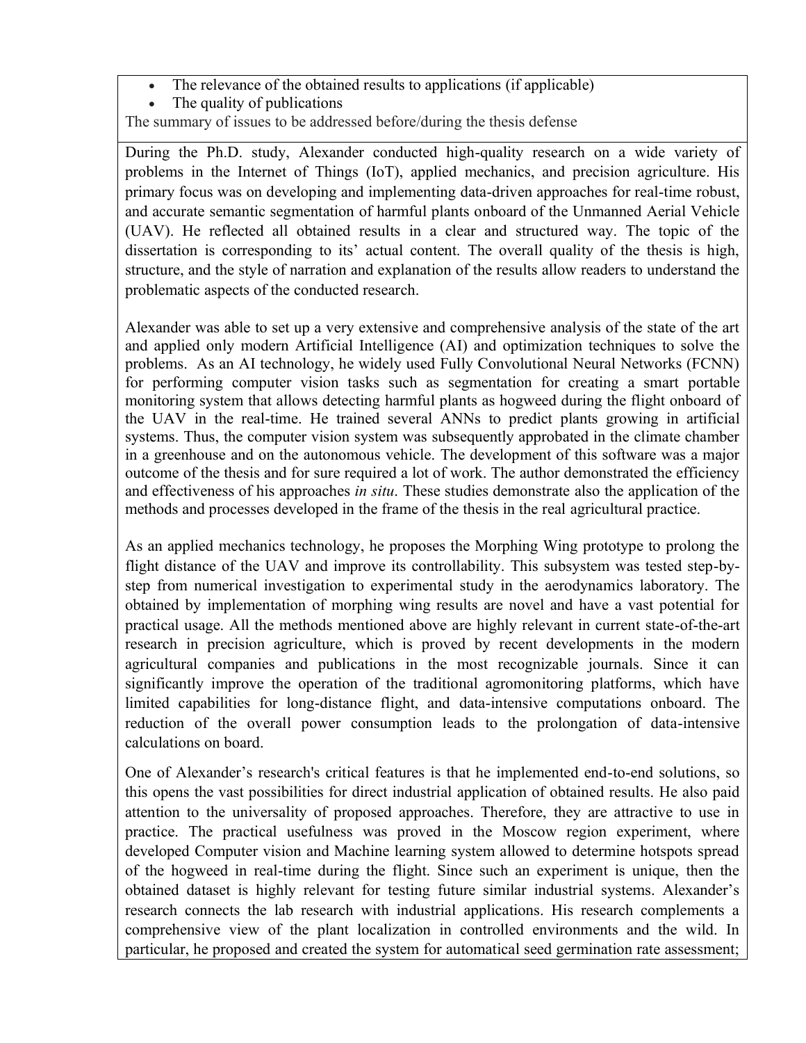- The relevance of the obtained results to applications (if applicable)
- The quality of publications

The summary of issues to be addressed before/during the thesis defense

During the Ph.D. study, Alexander conducted high-quality research on a wide variety of problems in the Internet of Things (IoT), applied mechanics, and precision agriculture. His primary focus was on developing and implementing data-driven approaches for real-time robust, and accurate semantic segmentation of harmful plants onboard of the Unmanned Aerial Vehicle (UAV). He reflected all obtained results in a clear and structured way. The topic of the dissertation is corresponding to its' actual content. The overall quality of the thesis is high, structure, and the style of narration and explanation of the results allow readers to understand the problematic aspects of the conducted research.

Alexander was able to set up a very extensive and comprehensive analysis of the state of the art and applied only modern Artificial Intelligence (AI) and optimization techniques to solve the problems. As an AI technology, he widely used Fully Convolutional Neural Networks (FCNN) for performing computer vision tasks such as segmentation for creating a smart portable monitoring system that allows detecting harmful plants as hogweed during the flight onboard of the UAV in the real-time. He trained several ANNs to predict plants growing in artificial systems. Thus, the computer vision system was subsequently approbated in the climate chamber in a greenhouse and on the autonomous vehicle. The development of this software was a major outcome of the thesis and for sure required a lot of work. The author demonstrated the efficiency and effectiveness of his approaches *in situ*. These studies demonstrate also the application of the methods and processes developed in the frame of the thesis in the real agricultural practice.

As an applied mechanics technology, he proposes the Morphing Wing prototype to prolong the flight distance of the UAV and improve its controllability. This subsystem was tested step-by-step from numerical investigation to experimental study in the aerodynamics laboratory. The obtained by implementation of morphing wing results are novel and have a vast potential for practical usage. All the methods mentioned above are highly relevant in current state-of-the-art research in precision agriculture, which is proved by recent developments in the modern agricultural companies and publications in the most recognizable journals. Since it can significantly improve the operation of the traditional agromonitoring platforms, which have limited capabilities for long-distance flight, and data-intensive computations onboard. The reduction of the overall power consumption leads to the prolongation of data-intensive calculations on board.

One of Alexander's research's critical features is that he implemented end-to-end solutions, so this opens the vast possibilities for direct industrial application of obtained results. He also paid attention to the universality of proposed approaches. Therefore, they are attractive to use in practice. The practical usefulness was proved in the Moscow region experiment, where developed Computer vision and Machine learning system allowed to determine hotspots spread of the hogweed in real-time during the flight. Since such an experiment is unique, then the obtained dataset is highly relevant for testing future similar industrial systems. Alexander's research connects the lab research with industrial applications. His research complements a comprehensive view of the plant localization in controlled environments and the wild. In particular, he proposed and created the system for automatical seed germination rate assessment;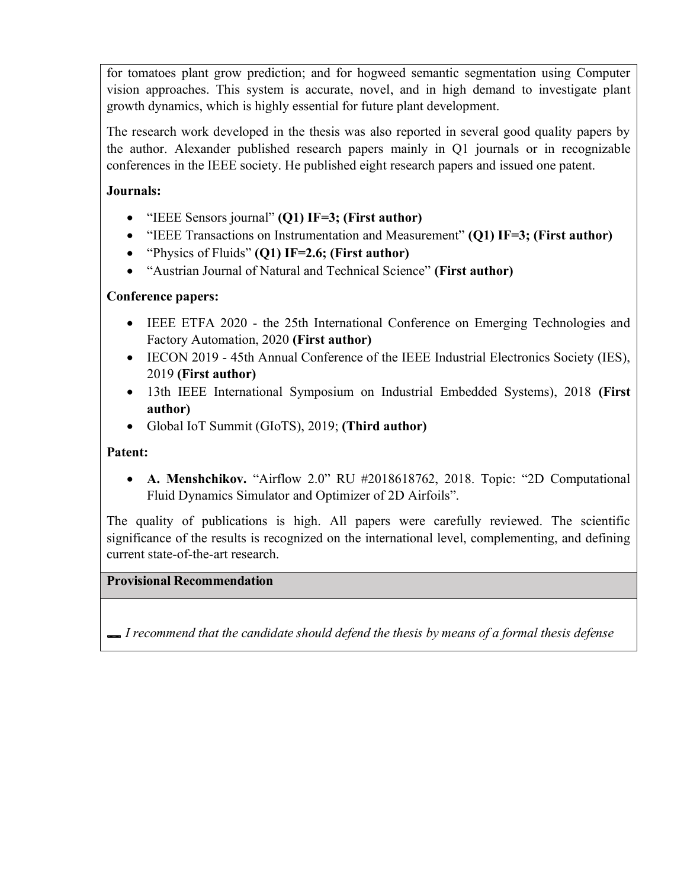for tomatoes plant grow prediction; and for hogweed semantic segmentation using Computer vision approaches. This system is accurate, novel, and in high demand to investigate plant growth dynamics, which is highly essential for future plant development.

The research work developed in the thesis was also reported in several good quality papers by the author. Alexander published research papers mainly in Q1 journals or in recognizable conferences in the IEEE society. He published eight research papers and issued one patent.

**Journals:**

- "IEEE Sensors journal" **(Q1) IF=3; (First author)**
- "IEEE Transactions on Instrumentation and Measurement" **(Q1) IF=3; (First author)**
- "Physics of Fluids" **(Q1) IF=2.6; (First author)**
- "Austrian Journal of Natural and Technical Science" **(First author)**

**Conference papers:**

- IEEE ETFA 2020 - the 25th International Conference on Emerging Technologies and Factory Automation, 2020 **(First author)**
- IECON 2019 - 45th Annual Conference of the IEEE Industrial Electronics Society (IES), 2019 **(First author)**
- 13th IEEE International Symposium on Industrial Embedded Systems), 2018 **(First author)**
- Global IoT Summit (GIoTS), 2019; **(Third author)**

**Patent:**

- **A. Menshchikov.** "Airflow 2.0" RU #2018618762, 2018. Topic: "2D Computational Fluid Dynamics Simulator and Optimizer of 2D Airfoils".

The quality of publications is high. All papers were carefully reviewed. The scientific significance of the results is recognized on the international level, complementing, and defining current state-of-the-art research.

**Provisional Recommendation**

__ *I recommend that the candidate should defend the thesis by means of a formal thesis defense*